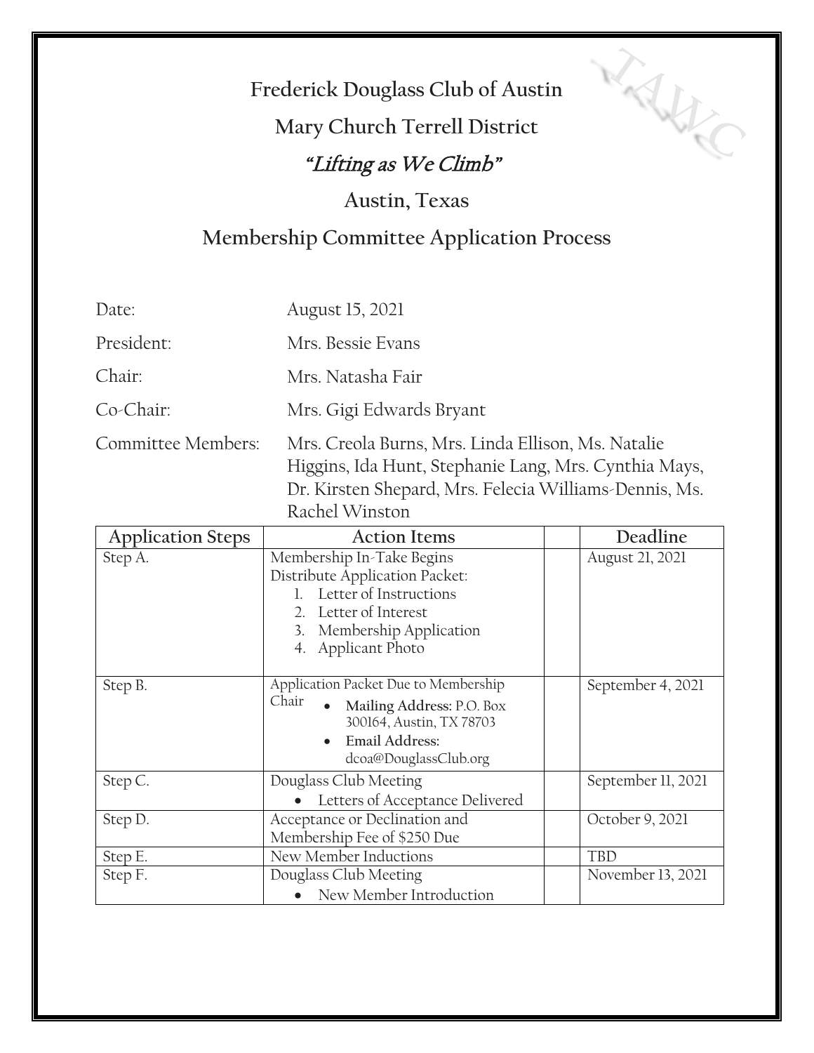# Frederick Douglass Club of Austin

## Mary Church Terrell District

## *"Lifting as We Climb"*

## Austin, Texas

## Membership Committee Application Process

| | |
|---|---|
| Date: | August 15, 2021 |
| President: | Mrs. Bessie Evans |
| Chair: | Mrs. Natasha Fair |
| Co-Chair: | Mrs. Gigi Edwards Bryant |
| Committee Members: | Mrs. Creola Burns, Mrs. Linda Ellison, Ms. Natalie Higgins, Ida Hunt, Stephanie Lang, Mrs. Cynthia Mays, Dr. Kirsten Shepard, Mrs. Felecia Williams-Dennis, Ms. Rachel Winston |

| Application Steps | Action Items | | Deadline |
|---|---|---|---|
| Step A. | Membership In-Take Begins<br>Distribute Application Packet:<br>1. Letter of Instructions<br>2. Letter of Interest<br>3. Membership Application<br>4. Applicant Photo | | August 21, 2021 |
| Step B. | Application Packet Due to Membership Chair<br>• **Mailing Address:** P.O. Box 300164, Austin, TX 78703<br>• **Email Address:** dcoa@DouglassClub.org | | September 4, 2021 |
| Step C. | Douglass Club Meeting<br>• Letters of Acceptance Delivered | | September 11, 2021 |
| Step D. | Acceptance or Declination and Membership Fee of $250 Due | | October 9, 2021 |
| Step E. | New Member Inductions | | TBD |
| Step F. | Douglass Club Meeting<br>• New Member Introduction | | November 13, 2021 |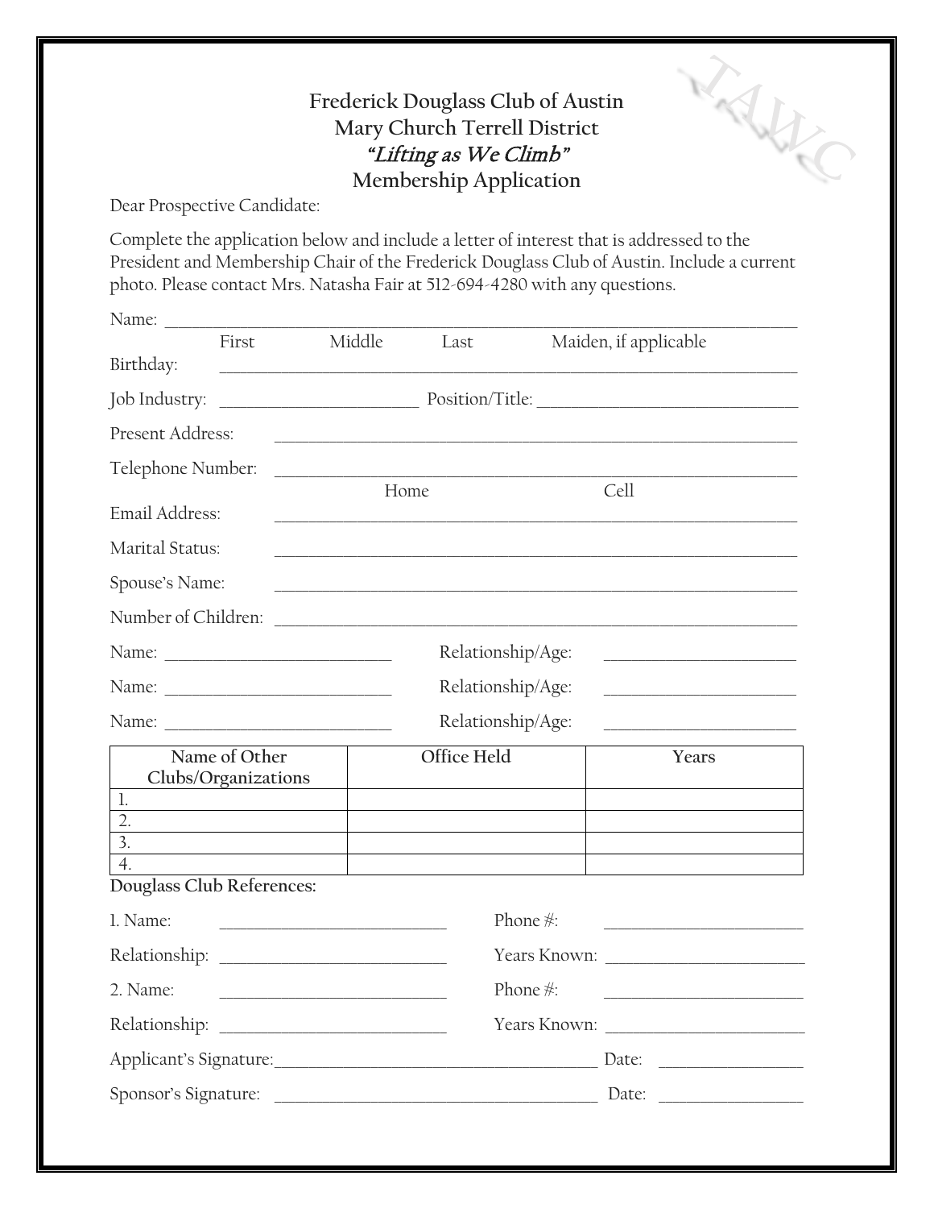# Frederick Douglass Club of Austin
## Mary Church Terrell District
### *"Lifting as We Climb"*
### Membership Application

Dear Prospective Candidate:

Complete the application below and include a letter of interest that is addressed to the President and Membership Chair of the Frederick Douglass Club of Austin. Include a current photo. Please contact Mrs. Natasha Fair at 512-694-4280 with any questions.

Name: ______________________________________________________________________________
First Middle Last Maiden, if applicable

Birthday: ______________________________________________________________________

Job Industry: _______________________ Position/Title: ______________________________

Present Address: ______________________________________________________________

Telephone Number: ______________________________________________________________
Home Cell

Email Address: ______________________________________________________________

Marital Status: ______________________________________________________________

Spouse's Name: ______________________________________________________________

Number of Children: ______________________________________________________________

Name: _________________________ Relationship/Age: ______________________

Name: _________________________ Relationship/Age: ______________________

Name: _________________________ Relationship/Age: ______________________

| Name of Other Clubs/Organizations | Office Held | Years |
|---|---|---|
| 1. | | |
| 2. | | |
| 3. | | |
| 4. | | |

**Douglass Club References:**

1. Name: _________________________ Phone #: ______________________

Relationship: _________________________ Years Known: ______________________

2. Name: _________________________ Phone #: ______________________

Relationship: _________________________ Years Known: ______________________

Applicant's Signature: ____________________________________ Date: ________________

Sponsor's Signature: ____________________________________ Date: ________________